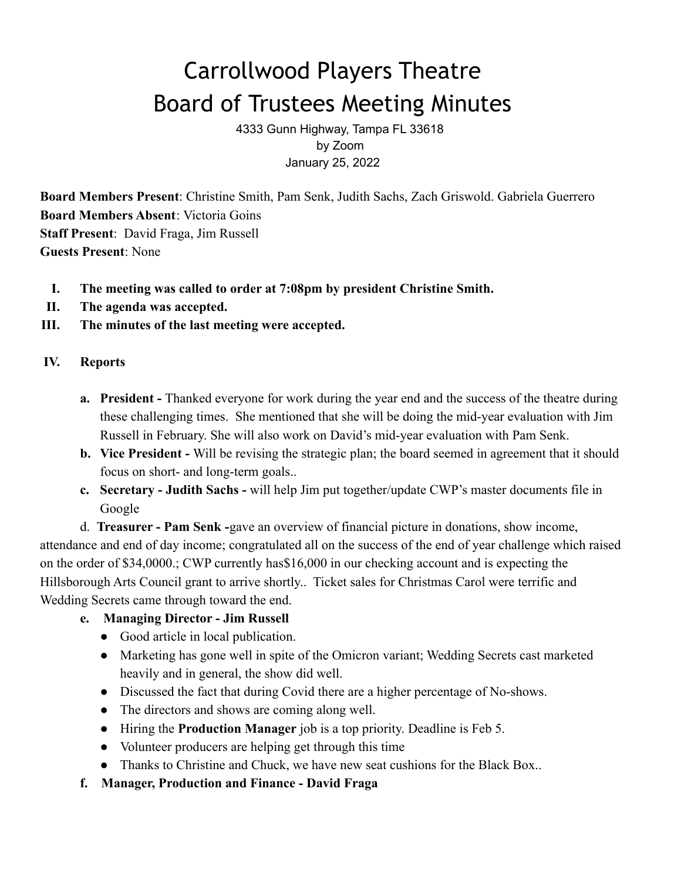# Carrollwood Players Theatre
# Board of Trustees Meeting Minutes

4333 Gunn Highway, Tampa FL 33618
by Zoom
January 25, 2022

**Board Members Present**: Christine Smith, Pam Senk, Judith Sachs, Zach Griswold. Gabriela Guerrero
**Board Members Absent**: Victoria Goins
**Staff Present**: David Fraga, Jim Russell
**Guests Present**: None

I. **The meeting was called to order at 7:08pm by president Christine Smith.**
II. **The agenda was accepted.**
III. **The minutes of the last meeting were accepted.**

IV. **Reports**

a. **President -** Thanked everyone for work during the year end and the success of the theatre during these challenging times. She mentioned that she will be doing the mid-year evaluation with Jim Russell in February. She will also work on David's mid-year evaluation with Pam Senk.

b. **Vice President -** Will be revising the strategic plan; the board seemed in agreement that it should focus on short- and long-term goals..

c. **Secretary - Judith Sachs -** will help Jim put together/update CWP's master documents file in Google

d. **Treasurer - Pam Senk -**gave an overview of financial picture in donations, show income, attendance and end of day income; congratulated all on the success of the end of year challenge which raised on the order of $34,0000.; CWP currently has$16,000 in our checking account and is expecting the Hillsborough Arts Council grant to arrive shortly.. Ticket sales for Christmas Carol were terrific and Wedding Secrets came through toward the end.

e. **Managing Director - Jim Russell**

- Good article in local publication.
- Marketing has gone well in spite of the Omicron variant; Wedding Secrets cast marketed heavily and in general, the show did well.
- Discussed the fact that during Covid there are a higher percentage of No-shows.
- The directors and shows are coming along well.
- Hiring the **Production Manager** job is a top priority. Deadline is Feb 5.
- Volunteer producers are helping get through this time
- Thanks to Christine and Chuck, we have new seat cushions for the Black Box..

f. **Manager, Production and Finance - David Fraga**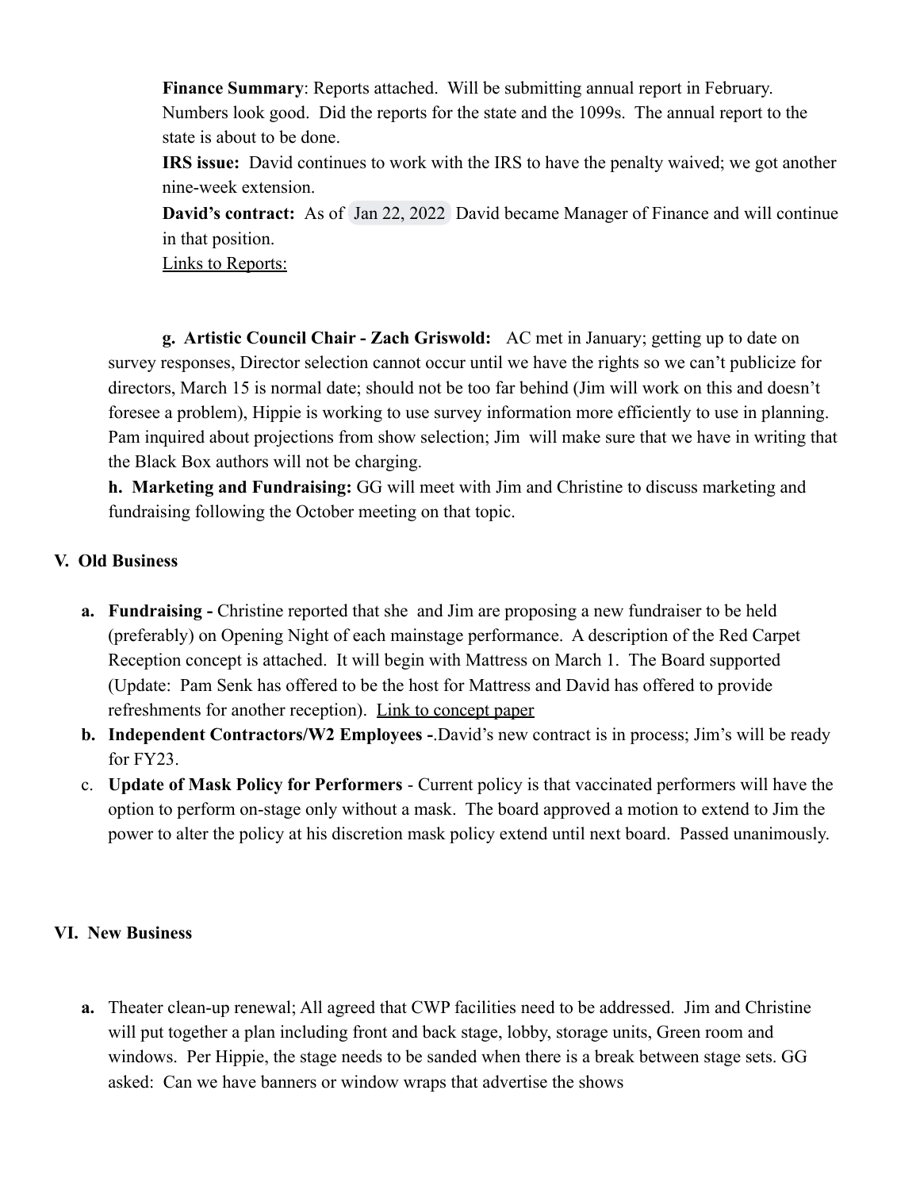**Finance Summary**: Reports attached. Will be submitting annual report in February. Numbers look good. Did the reports for the state and the 1099s. The annual report to the state is about to be done.

**IRS issue:** David continues to work with the IRS to have the penalty waived; we got another nine-week extension.

**David's contract:** As of Jan 22, 2022 David became Manager of Finance and will continue in that position.

Links to Reports:

**g. Artistic Council Chair - Zach Griswold:** AC met in January; getting up to date on survey responses, Director selection cannot occur until we have the rights so we can't publicize for directors, March 15 is normal date; should not be too far behind (Jim will work on this and doesn't foresee a problem), Hippie is working to use survey information more efficiently to use in planning. Pam inquired about projections from show selection; Jim will make sure that we have in writing that the Black Box authors will not be charging.

**h. Marketing and Fundraising:** GG will meet with Jim and Christine to discuss marketing and fundraising following the October meeting on that topic.

## V. Old Business

a. **Fundraising -** Christine reported that she and Jim are proposing a new fundraiser to be held (preferably) on Opening Night of each mainstage performance. A description of the Red Carpet Reception concept is attached. It will begin with Mattress on March 1. The Board supported (Update: Pam Senk has offered to be the host for Mattress and David has offered to provide refreshments for another reception). Link to concept paper
b. **Independent Contractors/W2 Employees -**.David's new contract is in process; Jim's will be ready for FY23.
c. **Update of Mask Policy for Performers** - Current policy is that vaccinated performers will have the option to perform on-stage only without a mask. The board approved a motion to extend to Jim the power to alter the policy at his discretion mask policy extend until next board. Passed unanimously.

## VI. New Business

a. Theater clean-up renewal; All agreed that CWP facilities need to be addressed. Jim and Christine will put together a plan including front and back stage, lobby, storage units, Green room and windows. Per Hippie, the stage needs to be sanded when there is a break between stage sets. GG asked: Can we have banners or window wraps that advertise the shows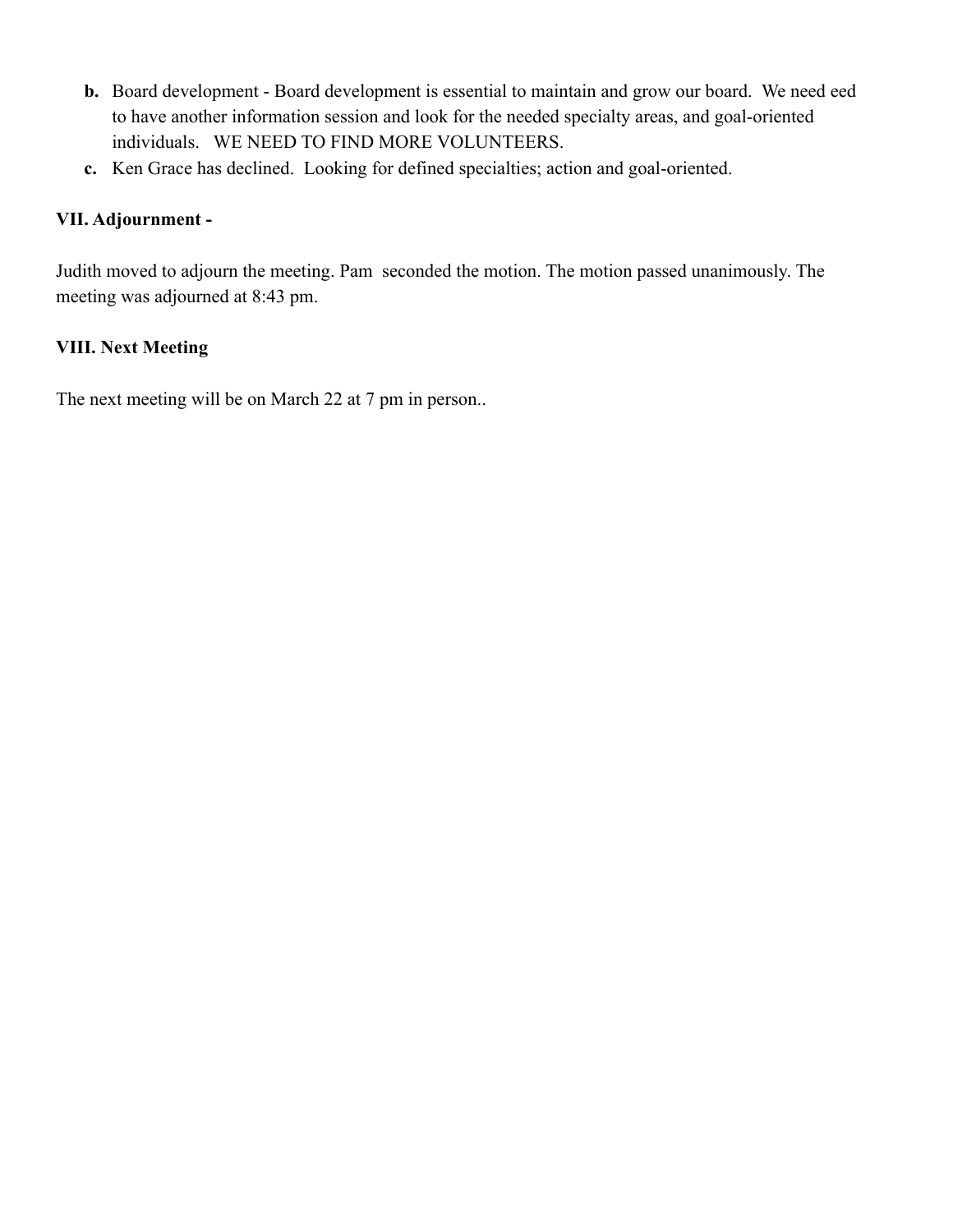- **b.** Board development - Board development is essential to maintain and grow our board. We need eed to have another information session and look for the needed specialty areas, and goal-oriented individuals. WE NEED TO FIND MORE VOLUNTEERS.
- **c.** Ken Grace has declined. Looking for defined specialties; action and goal-oriented.

**VII. Adjournment -**

Judith moved to adjourn the meeting. Pam seconded the motion. The motion passed unanimously. The meeting was adjourned at 8:43 pm.

**VIII. Next Meeting**

The next meeting will be on March 22 at 7 pm in person..